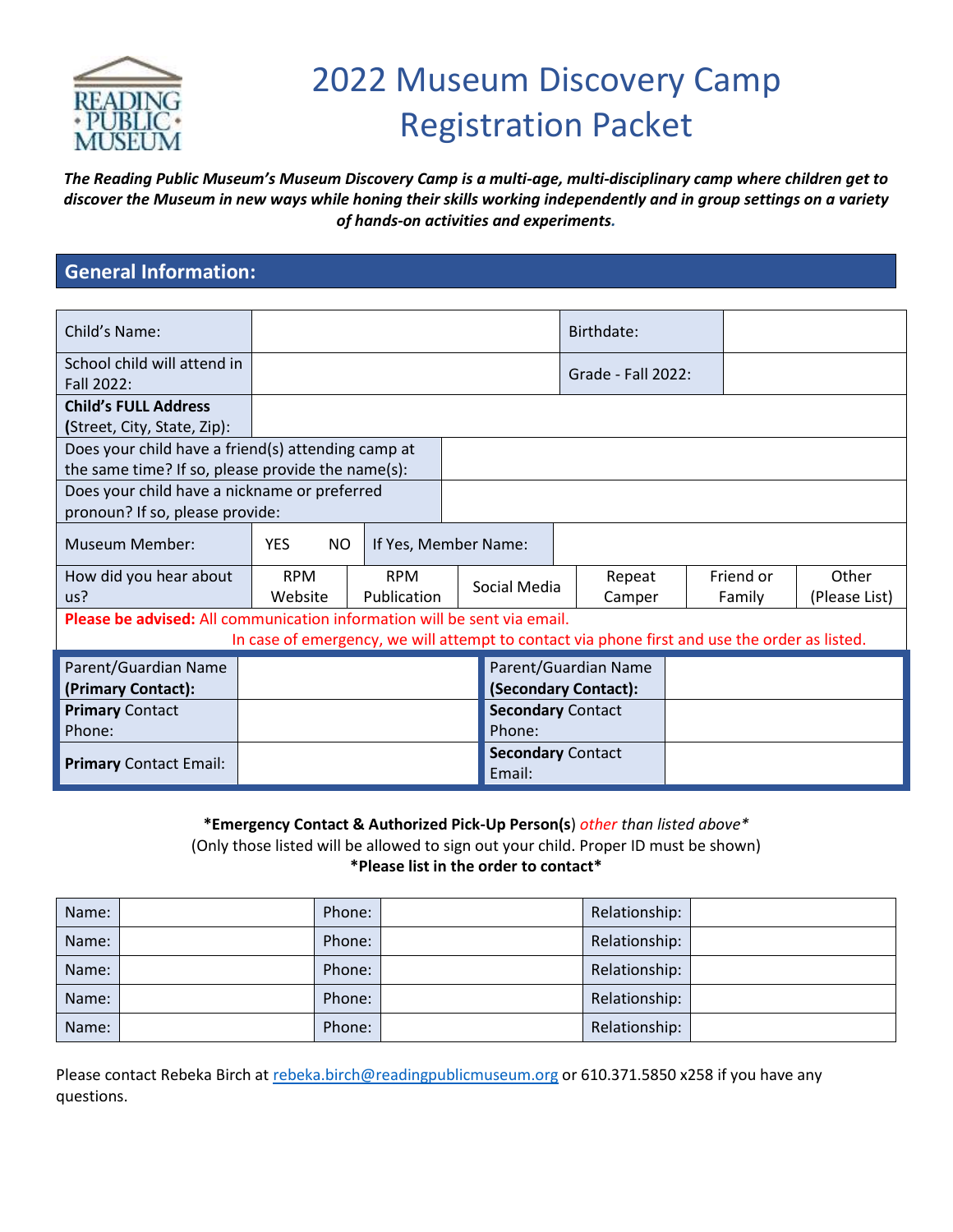# 2022 Museum Discovery Camp Registration Packet

***The Reading Public Museum's Museum Discovery Camp is a multi-age, multi-disciplinary camp where children get to discover the Museum in new ways while honing their skills working independently and in group settings on a variety of hands-on activities and experiments.***

## General Information:

| Child's Name: | | Birthdate: | |
|---|---|---|---|
| School child will attend in Fall 2022: | | Grade - Fall 2022: | |
| **Child's FULL Address** (Street, City, State, Zip): | | | |
| Does your child have a friend(s) attending camp at the same time? If so, please provide the name(s): | | | |
| Does your child have a nickname or preferred pronoun? If so, please provide: | | | |

| Museum Member: | YES NO | If Yes, Member Name: | | | | |
|---|---|---|---|---|---|---|
| How did you hear about us? | RPM Website | RPM Publication | Social Media | Repeat Camper | Friend or Family | Other (Please List) |

**Please be advised:** All communication information will be sent via email.
In case of emergency, we will attempt to contact via phone first and use the order as listed.

| Parent/Guardian Name **(Primary Contact):** | | Parent/Guardian Name **(Secondary Contact):** | |
|---|---|---|---|
| **Primary** Contact Phone: | | **Secondary** Contact Phone: | |
| **Primary** Contact Email: | | **Secondary** Contact Email: | |

**\*Emergency Contact & Authorized Pick-Up Person(s)** *other than listed above\**
(Only those listed will be allowed to sign out your child. Proper ID must be shown)
**\*Please list in the order to contact\***

| Name: | | Phone: | | Relationship: | |
|---|---|---|---|---|---|
| Name: | | Phone: | | Relationship: | |
| Name: | | Phone: | | Relationship: | |
| Name: | | Phone: | | Relationship: | |
| Name: | | Phone: | | Relationship: | |

Please contact Rebeka Birch at rebeka.birch@readingpublicmuseum.org or 610.371.5850 x258 if you have any questions.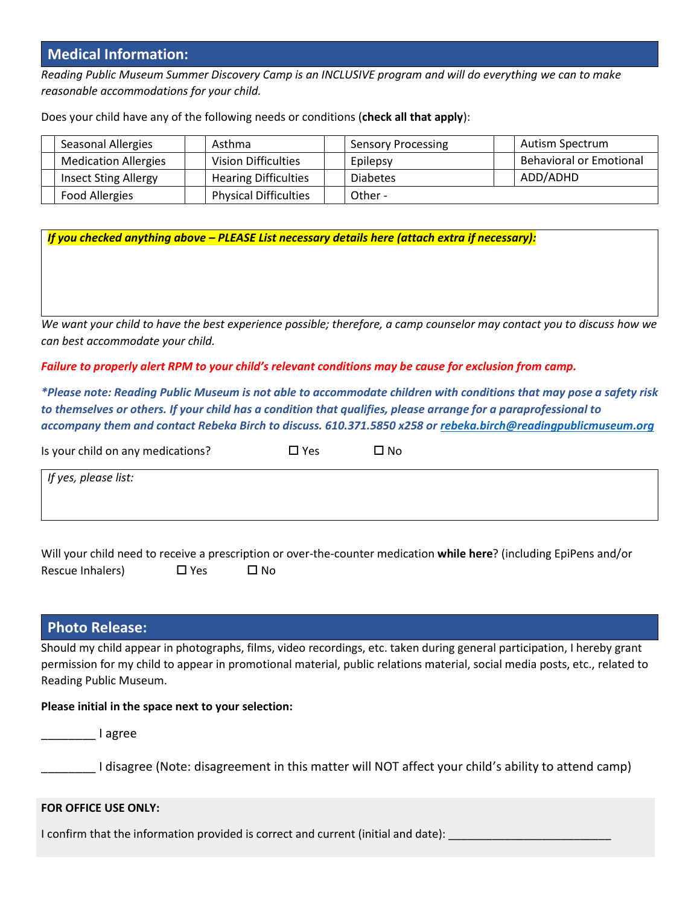## Medical Information:

*Reading Public Museum Summer Discovery Camp is an INCLUSIVE program and will do everything we can to make reasonable accommodations for your child.*

Does your child have any of the following needs or conditions (**check all that apply**):

| | | | | | | | |
|---|---|---|---|---|---|---|---|
| | Seasonal Allergies | | Asthma | | Sensory Processing | | Autism Spectrum |
| | Medication Allergies | | Vision Difficulties | | Epilepsy | | Behavioral or Emotional |
| | Insect Sting Allergy | | Hearing Difficulties | | Diabetes | | ADD/ADHD |
| | Food Allergies | | Physical Difficulties | | Other - | | |

***If you checked anything above – PLEASE List necessary details here (attach extra if necessary):***

*We want your child to have the best experience possible; therefore, a camp counselor may contact you to discuss how we can best accommodate your child.*

***Failure to properly alert RPM to your child's relevant conditions may be cause for exclusion from camp.***

***\*Please note: Reading Public Museum is not able to accommodate children with conditions that may pose a safety risk to themselves or others. If your child has a condition that qualifies, please arrange for a paraprofessional to accompany them and contact Rebeka Birch to discuss. 610.371.5850 x258 or rebeka.birch@readingpublicmuseum.org***

Is your child on any medications? ☐ Yes ☐ No

*If yes, please list:*

Will your child need to receive a prescription or over-the-counter medication **while here**? (including EpiPens and/or Rescue Inhalers) ☐ Yes ☐ No

## Photo Release:

Should my child appear in photographs, films, video recordings, etc. taken during general participation, I hereby grant permission for my child to appear in promotional material, public relations material, social media posts, etc., related to Reading Public Museum.

**Please initial in the space next to your selection:**

________ I agree

________ I disagree (Note: disagreement in this matter will NOT affect your child's ability to attend camp)

**FOR OFFICE USE ONLY:**

I confirm that the information provided is correct and current (initial and date): _________________________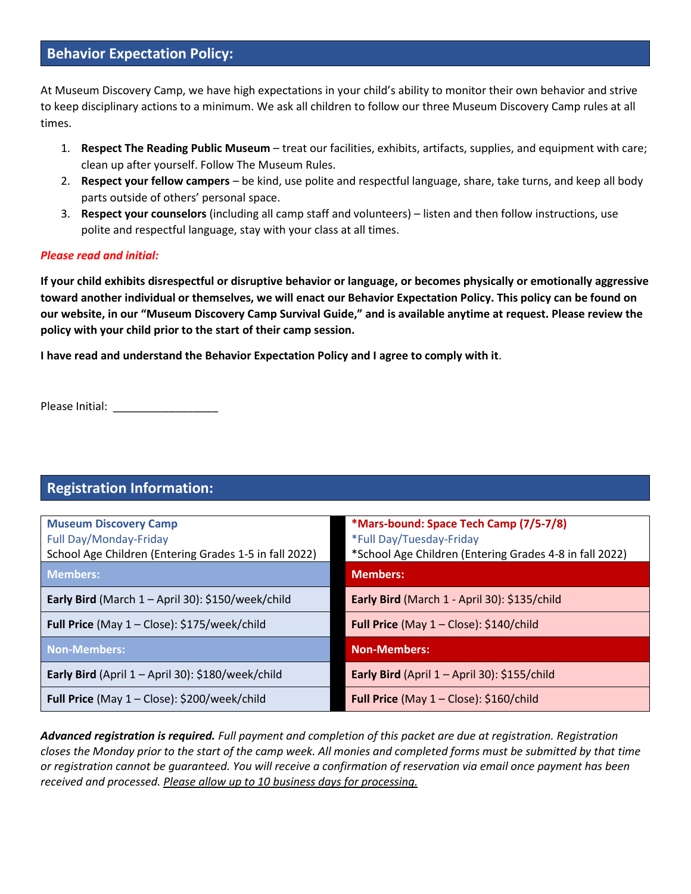## Behavior Expectation Policy:

At Museum Discovery Camp, we have high expectations in your child's ability to monitor their own behavior and strive to keep disciplinary actions to a minimum. We ask all children to follow our three Museum Discovery Camp rules at all times.

1. **Respect The Reading Public Museum** – treat our facilities, exhibits, artifacts, supplies, and equipment with care; clean up after yourself. Follow The Museum Rules.
2. **Respect your fellow campers** – be kind, use polite and respectful language, share, take turns, and keep all body parts outside of others' personal space.
3. **Respect your counselors** (including all camp staff and volunteers) – listen and then follow instructions, use polite and respectful language, stay with your class at all times.

***Please read and initial:***

**If your child exhibits disrespectful or disruptive behavior or language, or becomes physically or emotionally aggressive toward another individual or themselves, we will enact our Behavior Expectation Policy. This policy can be found on our website, in our "Museum Discovery Camp Survival Guide," and is available anytime at request. Please review the policy with your child prior to the start of their camp session.**

**I have read and understand the Behavior Expectation Policy and I agree to comply with it**.

Please Initial: _________________

## Registration Information:

| Museum Discovery Camp<br>Full Day/Monday-Friday<br>School Age Children (Entering Grades 1-5 in fall 2022) | *Mars-bound: Space Tech Camp (7/5-7/8)<br>*Full Day/Tuesday-Friday<br>*School Age Children (Entering Grades 4-8 in fall 2022) |
|---|---|
| **Members:** | **Members:** |
| **Early Bird** (March 1 – April 30): $150/week/child | **Early Bird** (March 1 - April 30): $135/child |
| **Full Price** (May 1 – Close): $175/week/child | **Full Price** (May 1 – Close): $140/child |
| **Non-Members:** | **Non-Members:** |
| **Early Bird** (April 1 – April 30): $180/week/child | **Early Bird** (April 1 – April 30): $155/child |
| **Full Price** (May 1 – Close): $200/week/child | **Full Price** (May 1 – Close): $160/child |

***Advanced registration is required.*** *Full payment and completion of this packet are due at registration. Registration closes the Monday prior to the start of the camp week. All monies and completed forms must be submitted by that time or registration cannot be guaranteed. You will receive a confirmation of reservation via email once payment has been received and processed. Please allow up to 10 business days for processing.*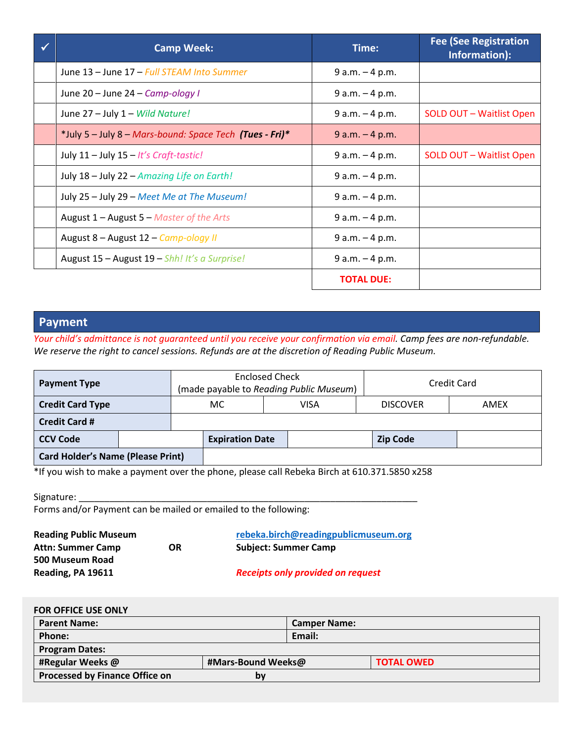| ✓ | Camp Week: | Time: | Fee (See Registration Information): |
|---|---|---|---|
| | June 13 – June 17 – *Full STEAM Into Summer* | 9 a.m. – 4 p.m. | |
| | June 20 – June 24 – *Camp-ology I* | 9 a.m. – 4 p.m. | |
| | June 27 – July 1 – *Wild Nature!* | 9 a.m. – 4 p.m. | SOLD OUT – Waitlist Open |
| | *July 5 – July 8 – *Mars-bound: Space Tech* ***(Tues - Fri)**** | 9 a.m. – 4 p.m. | |
| | July 11 – July 15 – *It's Craft-tastic!* | 9 a.m. – 4 p.m. | SOLD OUT – Waitlist Open |
| | July 18 – July 22 – *Amazing Life on Earth!* | 9 a.m. – 4 p.m. | |
| | July 25 – July 29 – *Meet Me at The Museum!* | 9 a.m. – 4 p.m. | |
| | August 1 – August 5 – *Master of the Arts* | 9 a.m. – 4 p.m. | |
| | August 8 – August 12 – *Camp-ology II* | 9 a.m. – 4 p.m. | |
| | August 15 – August 19 – *Shh! It's a Surprise!* | 9 a.m. – 4 p.m. | |
| | | **TOTAL DUE:** | |

## Payment

*Your child's admittance is not guaranteed until you receive your confirmation via email. Camp fees are non-refundable. We reserve the right to cancel sessions. Refunds are at the discretion of Reading Public Museum.*

| **Payment Type** | Enclosed Check (made payable to *Reading Public Museum*) | | Credit Card | |
|---|---|---|---|---|
| **Credit Card Type** | MC | VISA | DISCOVER | AMEX |
| **Credit Card #** | | | | |
| **CCV Code** | | **Expiration Date** | | **Zip Code** |
| **Card Holder's Name (Please Print)** | | | | |

*If you wish to make a payment over the phone, please call Rebeka Birch at 610.371.5850 x258

Signature: ______________________________________________________________________

Forms and/or Payment can be mailed or emailed to the following:

**Reading Public Museum**
**Attn: Summer Camp**
**500 Museum Road**
**Reading, PA 19611**

**OR**

**rebeka.birch@readingpublicmuseum.org**
**Subject: Summer Camp**

***Receipts only provided on request***

**FOR OFFICE USE ONLY**

| **Parent Name:** | | **Camper Name:** |
|---|---|---|
| **Phone:** | | **Email:** |
| **Program Dates:** | | |
| **#Regular Weeks @** | **#Mars-Bound Weeks@** | **TOTAL OWED** |
| **Processed by Finance Office on** | **by** | |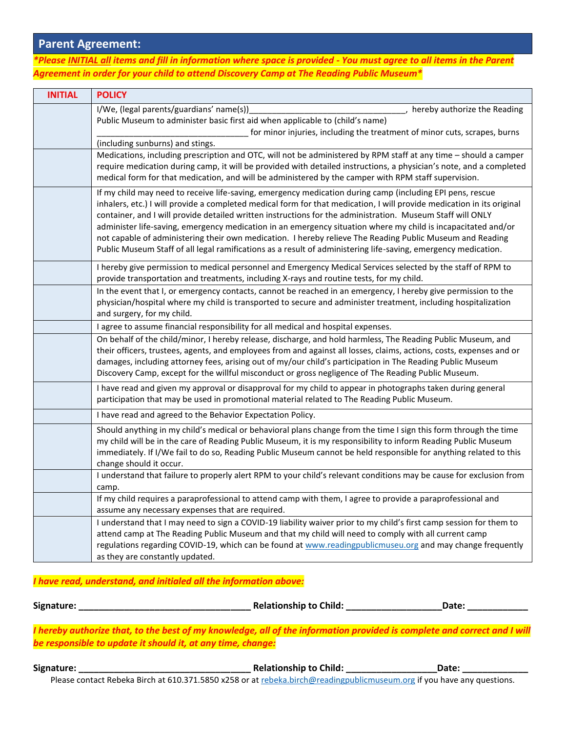## Parent Agreement:

***Please <u>INITIAL all</u> items and fill in information where space is provided - You must agree to all items in the Parent Agreement in order for your child to attend Discovery Camp at The Reading Public Museum***

| INITIAL | POLICY |
| --- | --- |
| | I/We, (legal parents/guardians' name(s))_________________________________, hereby authorize the Reading Public Museum to administer basic first aid when applicable to (child's name) _________________________________ for minor injuries, including the treatment of minor cuts, scrapes, burns (including sunburns) and stings. |
| | Medications, including prescription and OTC, will not be administered by RPM staff at any time – should a camper require medication during camp, it will be provided with detailed instructions, a physician's note, and a completed medical form for that medication, and will be administered by the camper with RPM staff supervision. |
| | If my child may need to receive life-saving, emergency medication during camp (including EPI pens, rescue inhalers, etc.) I will provide a completed medical form for that medication, I will provide medication in its original container, and I will provide detailed written instructions for the administration. Museum Staff will ONLY administer life-saving, emergency medication in an emergency situation where my child is incapacitated and/or not capable of administering their own medication. I hereby relieve The Reading Public Museum and Reading Public Museum Staff of all legal ramifications as a result of administering life-saving, emergency medication. |
| | I hereby give permission to medical personnel and Emergency Medical Services selected by the staff of RPM to provide transportation and treatments, including X-rays and routine tests, for my child. |
| | In the event that I, or emergency contacts, cannot be reached in an emergency, I hereby give permission to the physician/hospital where my child is transported to secure and administer treatment, including hospitalization and surgery, for my child. |
| | I agree to assume financial responsibility for all medical and hospital expenses. |
| | On behalf of the child/minor, I hereby release, discharge, and hold harmless, The Reading Public Museum, and their officers, trustees, agents, and employees from and against all losses, claims, actions, costs, expenses and or damages, including attorney fees, arising out of my/our child's participation in The Reading Public Museum Discovery Camp, except for the willful misconduct or gross negligence of The Reading Public Museum. |
| | I have read and given my approval or disapproval for my child to appear in photographs taken during general participation that may be used in promotional material related to The Reading Public Museum. |
| | I have read and agreed to the Behavior Expectation Policy. |
| | Should anything in my child's medical or behavioral plans change from the time I sign this form through the time my child will be in the care of Reading Public Museum, it is my responsibility to inform Reading Public Museum immediately. If I/We fail to do so, Reading Public Museum cannot be held responsible for anything related to this change should it occur. |
| | I understand that failure to properly alert RPM to your child's relevant conditions may be cause for exclusion from camp. |
| | If my child requires a paraprofessional to attend camp with them, I agree to provide a paraprofessional and assume any necessary expenses that are required. |
| | I understand that I may need to sign a COVID-19 liability waiver prior to my child's first camp session for them to attend camp at The Reading Public Museum and that my child will need to comply with all current camp regulations regarding COVID-19, which can be found at www.readingpublicmuseu.org and may change frequently as they are constantly updated. |

***I have read, understand, and initialed all the information above:***

**Signature:** __________________________________ **Relationship to Child:** ___________________ **Date:** ____________

***I hereby authorize that, to the best of my knowledge, all of the information provided is complete and correct and I will be responsible to update it should it, at any time, change:***

**Signature:** __________________________________ **Relationship to Child:** __________________ **Date:** _____________

Please contact Rebeka Birch at 610.371.5850 x258 or at rebeka.birch@readingpublicmuseum.org if you have any questions.